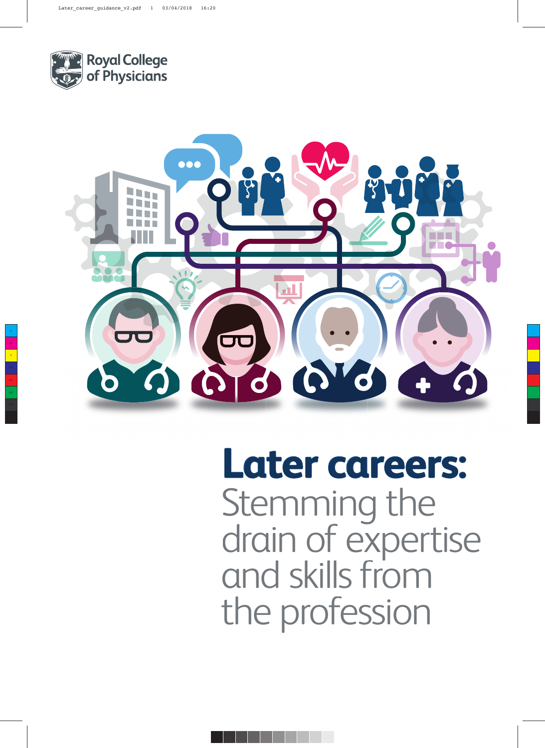Royal College of Physicians

# Later careers: Stemming the drain of expertise and skills from the profession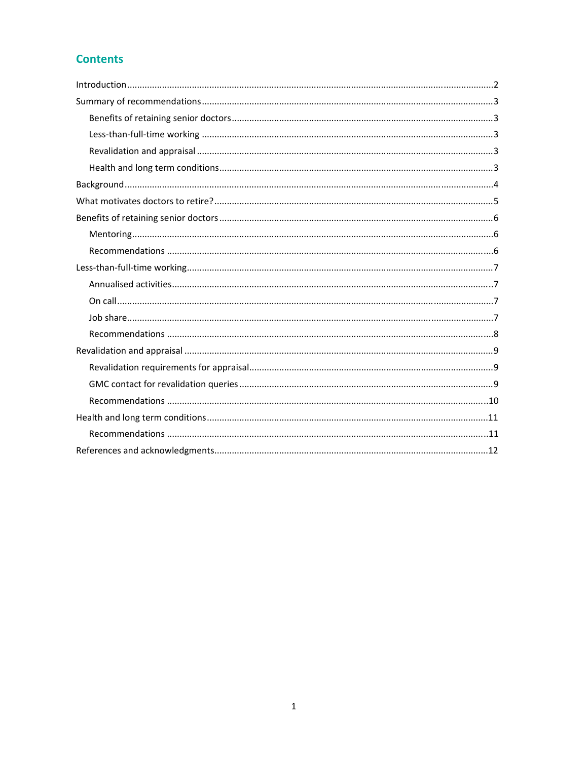## Contents

- Introduction ..... 2
- Summary of recommendations ..... 3
  - Benefits of retaining senior doctors ..... 3
  - Less-than-full-time working ..... 3
  - Revalidation and appraisal ..... 3
  - Health and long term conditions ..... 3
- Background ..... 4
- What motivates doctors to retire? ..... 5
- Benefits of retaining senior doctors ..... 6
  - Mentoring ..... 6
  - Recommendations ..... 6
- Less-than-full-time working ..... 7
  - Annualised activities ..... 7
  - On call ..... 7
  - Job share ..... 7
  - Recommendations ..... 8
- Revalidation and appraisal ..... 9
  - Revalidation requirements for appraisal ..... 9
  - GMC contact for revalidation queries ..... 9
  - Recommendations ..... 10
- Health and long term conditions ..... 11
  - Recommendations ..... 11
- References and acknowledgments ..... 12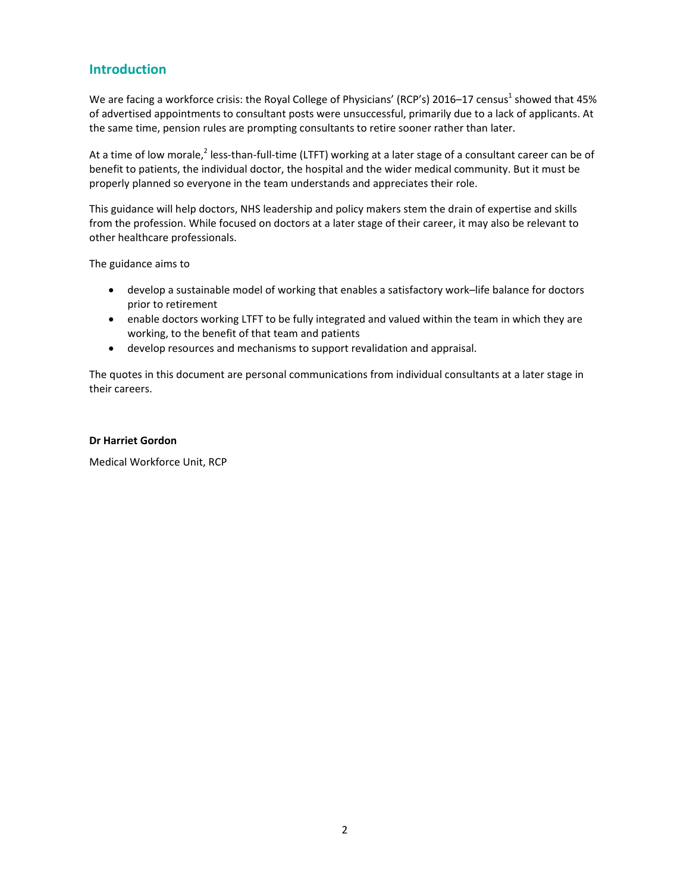## Introduction

We are facing a workforce crisis: the Royal College of Physicians' (RCP's) 2016–17 census[1] showed that 45% of advertised appointments to consultant posts were unsuccessful, primarily due to a lack of applicants. At the same time, pension rules are prompting consultants to retire sooner rather than later.

At a time of low morale,[2] less-than-full-time (LTFT) working at a later stage of a consultant career can be of benefit to patients, the individual doctor, the hospital and the wider medical community. But it must be properly planned so everyone in the team understands and appreciates their role.

This guidance will help doctors, NHS leadership and policy makers stem the drain of expertise and skills from the profession. While focused on doctors at a later stage of their career, it may also be relevant to other healthcare professionals.

The guidance aims to

- develop a sustainable model of working that enables a satisfactory work–life balance for doctors prior to retirement
- enable doctors working LTFT to be fully integrated and valued within the team in which they are working, to the benefit of that team and patients
- develop resources and mechanisms to support revalidation and appraisal.

The quotes in this document are personal communications from individual consultants at a later stage in their careers.

**Dr Harriet Gordon**

Medical Workforce Unit, RCP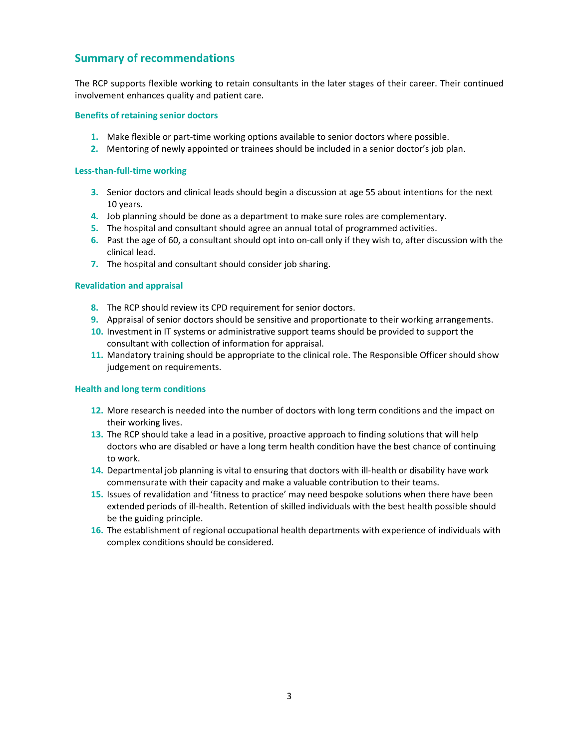## Summary of recommendations

The RCP supports flexible working to retain consultants in the later stages of their career. Their continued involvement enhances quality and patient care.

### Benefits of retaining senior doctors

1. Make flexible or part-time working options available to senior doctors where possible.
2. Mentoring of newly appointed or trainees should be included in a senior doctor's job plan.

### Less-than-full-time working

3. Senior doctors and clinical leads should begin a discussion at age 55 about intentions for the next 10 years.
4. Job planning should be done as a department to make sure roles are complementary.
5. The hospital and consultant should agree an annual total of programmed activities.
6. Past the age of 60, a consultant should opt into on-call only if they wish to, after discussion with the clinical lead.
7. The hospital and consultant should consider job sharing.

### Revalidation and appraisal

8. The RCP should review its CPD requirement for senior doctors.
9. Appraisal of senior doctors should be sensitive and proportionate to their working arrangements.
10. Investment in IT systems or administrative support teams should be provided to support the consultant with collection of information for appraisal.
11. Mandatory training should be appropriate to the clinical role. The Responsible Officer should show judgement on requirements.

### Health and long term conditions

12. More research is needed into the number of doctors with long term conditions and the impact on their working lives.
13. The RCP should take a lead in a positive, proactive approach to finding solutions that will help doctors who are disabled or have a long term health condition have the best chance of continuing to work.
14. Departmental job planning is vital to ensuring that doctors with ill-health or disability have work commensurate with their capacity and make a valuable contribution to their teams.
15. Issues of revalidation and 'fitness to practice' may need bespoke solutions when there have been extended periods of ill-health. Retention of skilled individuals with the best health possible should be the guiding principle.
16. The establishment of regional occupational health departments with experience of individuals with complex conditions should be considered.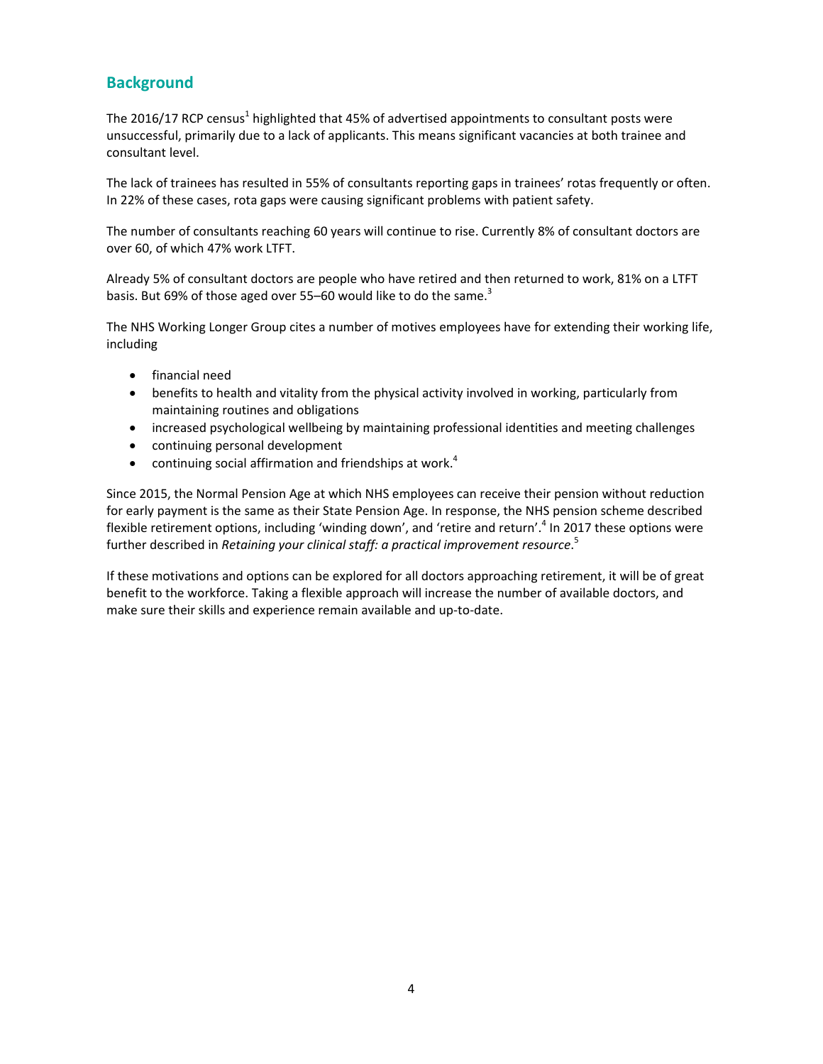## Background

The 2016/17 RCP census[1] highlighted that 45% of advertised appointments to consultant posts were unsuccessful, primarily due to a lack of applicants. This means significant vacancies at both trainee and consultant level.

The lack of trainees has resulted in 55% of consultants reporting gaps in trainees' rotas frequently or often. In 22% of these cases, rota gaps were causing significant problems with patient safety.

The number of consultants reaching 60 years will continue to rise. Currently 8% of consultant doctors are over 60, of which 47% work LTFT.

Already 5% of consultant doctors are people who have retired and then returned to work, 81% on a LTFT basis. But 69% of those aged over 55–60 would like to do the same.[3]

The NHS Working Longer Group cites a number of motives employees have for extending their working life, including

- financial need
- benefits to health and vitality from the physical activity involved in working, particularly from maintaining routines and obligations
- increased psychological wellbeing by maintaining professional identities and meeting challenges
- continuing personal development
- continuing social affirmation and friendships at work.[4]

Since 2015, the Normal Pension Age at which NHS employees can receive their pension without reduction for early payment is the same as their State Pension Age. In response, the NHS pension scheme described flexible retirement options, including 'winding down', and 'retire and return'.[4] In 2017 these options were further described in *Retaining your clinical staff: a practical improvement resource*.[5]

If these motivations and options can be explored for all doctors approaching retirement, it will be of great benefit to the workforce. Taking a flexible approach will increase the number of available doctors, and make sure their skills and experience remain available and up-to-date.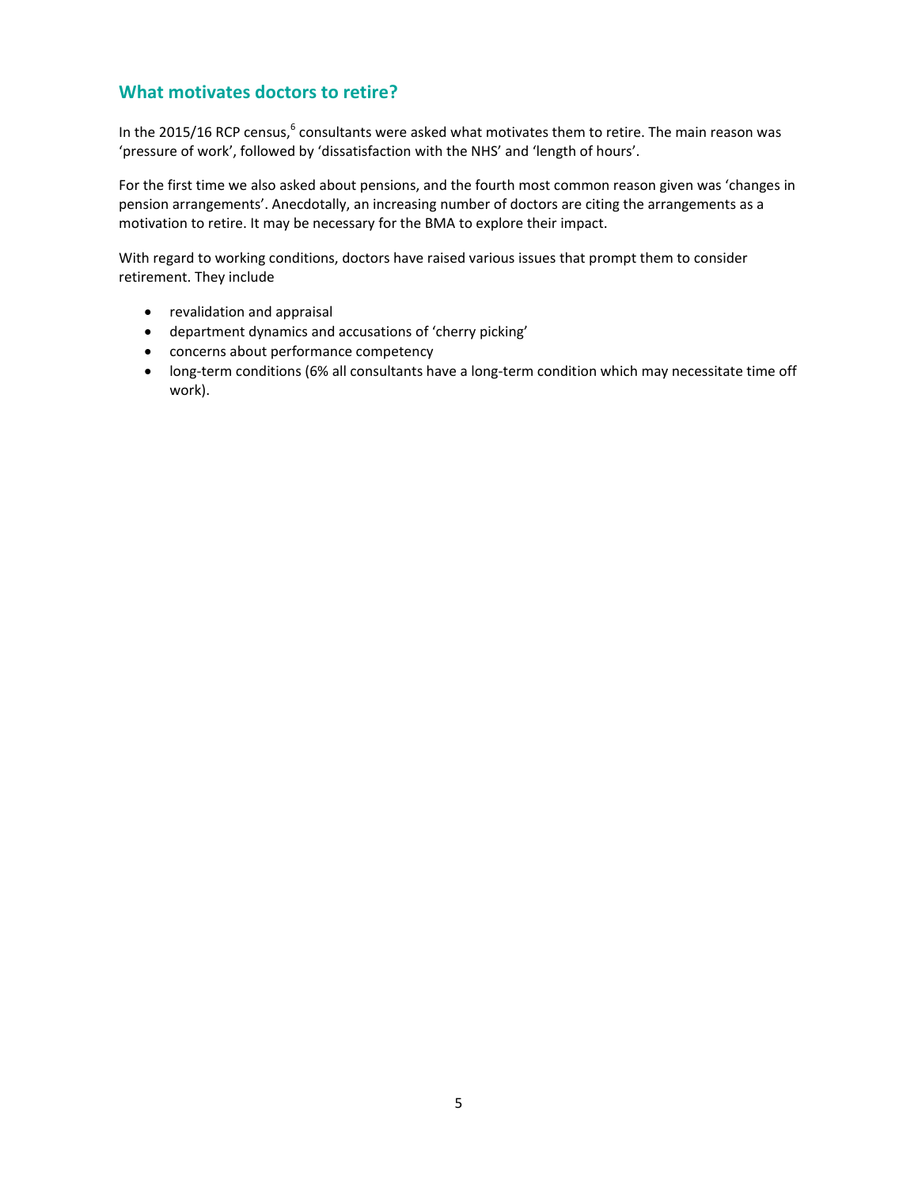## What motivates doctors to retire?

In the 2015/16 RCP census,[6] consultants were asked what motivates them to retire. The main reason was 'pressure of work', followed by 'dissatisfaction with the NHS' and 'length of hours'.

For the first time we also asked about pensions, and the fourth most common reason given was 'changes in pension arrangements'. Anecdotally, an increasing number of doctors are citing the arrangements as a motivation to retire. It may be necessary for the BMA to explore their impact.

With regard to working conditions, doctors have raised various issues that prompt them to consider retirement. They include

- revalidation and appraisal
- department dynamics and accusations of 'cherry picking'
- concerns about performance competency
- long-term conditions (6% all consultants have a long-term condition which may necessitate time off work).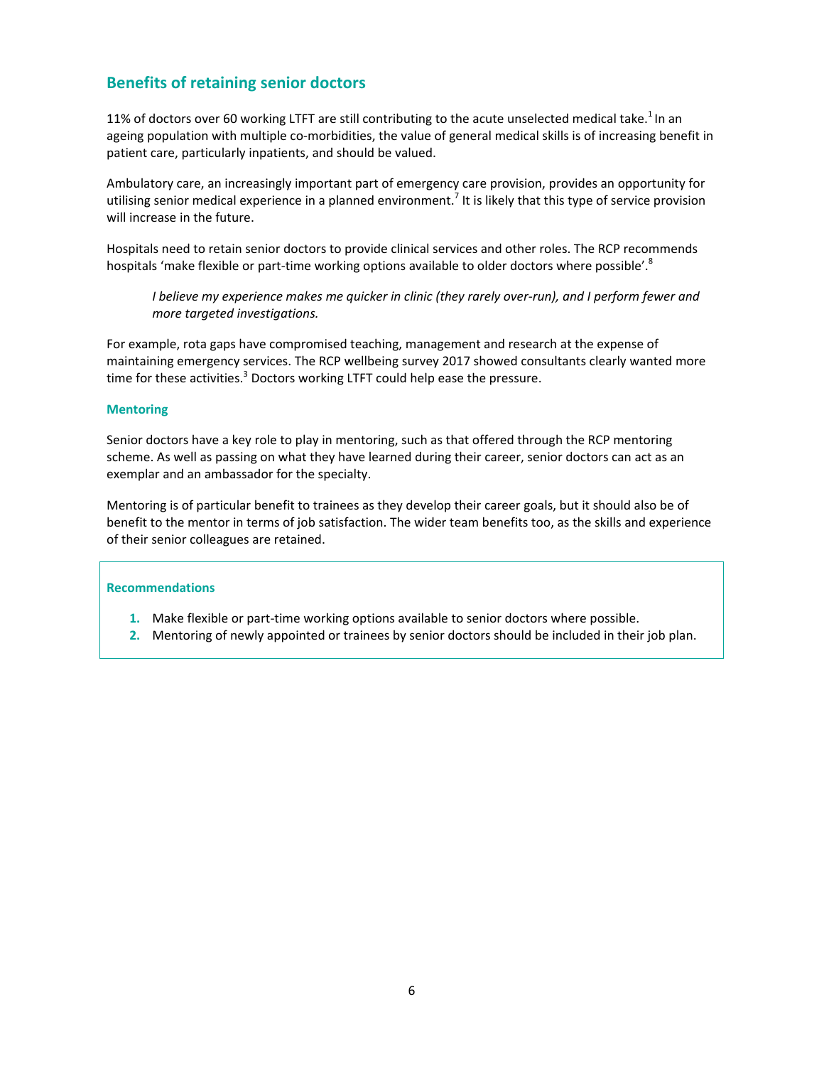## Benefits of retaining senior doctors

11% of doctors over 60 working LTFT are still contributing to the acute unselected medical take.[1] In an ageing population with multiple co-morbidities, the value of general medical skills is of increasing benefit in patient care, particularly inpatients, and should be valued.

Ambulatory care, an increasingly important part of emergency care provision, provides an opportunity for utilising senior medical experience in a planned environment.[7] It is likely that this type of service provision will increase in the future.

Hospitals need to retain senior doctors to provide clinical services and other roles. The RCP recommends hospitals 'make flexible or part-time working options available to older doctors where possible'.[8]

> *I believe my experience makes me quicker in clinic (they rarely over-run), and I perform fewer and more targeted investigations.*

For example, rota gaps have compromised teaching, management and research at the expense of maintaining emergency services. The RCP wellbeing survey 2017 showed consultants clearly wanted more time for these activities.[3] Doctors working LTFT could help ease the pressure.

### Mentoring

Senior doctors have a key role to play in mentoring, such as that offered through the RCP mentoring scheme. As well as passing on what they have learned during their career, senior doctors can act as an exemplar and an ambassador for the specialty.

Mentoring is of particular benefit to trainees as they develop their career goals, but it should also be of benefit to the mentor in terms of job satisfaction. The wider team benefits too, as the skills and experience of their senior colleagues are retained.

### Recommendations

1. Make flexible or part-time working options available to senior doctors where possible.
2. Mentoring of newly appointed or trainees by senior doctors should be included in their job plan.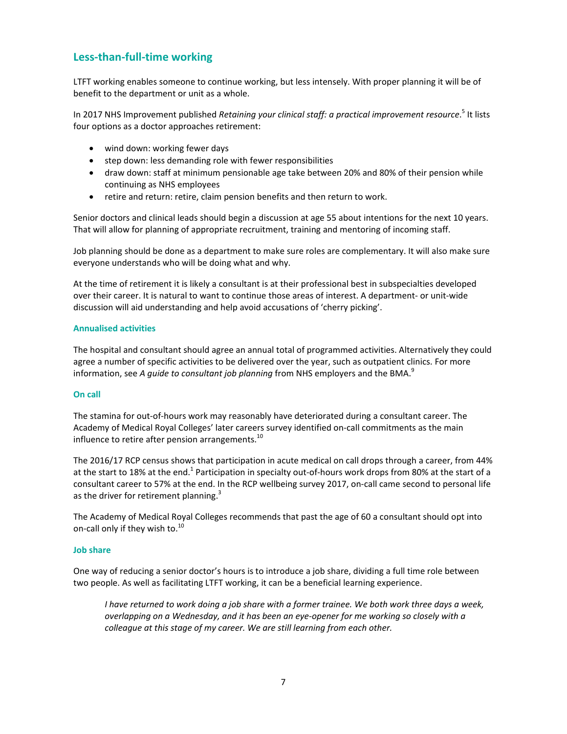## Less-than-full-time working

LTFT working enables someone to continue working, but less intensely. With proper planning it will be of benefit to the department or unit as a whole.

In 2017 NHS Improvement published *Retaining your clinical staff: a practical improvement resource*.[5] It lists four options as a doctor approaches retirement:

- wind down: working fewer days
- step down: less demanding role with fewer responsibilities
- draw down: staff at minimum pensionable age take between 20% and 80% of their pension while continuing as NHS employees
- retire and return: retire, claim pension benefits and then return to work.

Senior doctors and clinical leads should begin a discussion at age 55 about intentions for the next 10 years. That will allow for planning of appropriate recruitment, training and mentoring of incoming staff.

Job planning should be done as a department to make sure roles are complementary. It will also make sure everyone understands who will be doing what and why.

At the time of retirement it is likely a consultant is at their professional best in subspecialties developed over their career. It is natural to want to continue those areas of interest. A department- or unit-wide discussion will aid understanding and help avoid accusations of 'cherry picking'.

### Annualised activities

The hospital and consultant should agree an annual total of programmed activities. Alternatively they could agree a number of specific activities to be delivered over the year, such as outpatient clinics. For more information, see *A guide to consultant job planning* from NHS employers and the BMA.[9]

### On call

The stamina for out-of-hours work may reasonably have deteriorated during a consultant career. The Academy of Medical Royal Colleges' later careers survey identified on-call commitments as the main influence to retire after pension arrangements.[10]

The 2016/17 RCP census shows that participation in acute medical on call drops through a career, from 44% at the start to 18% at the end.[1] Participation in specialty out-of-hours work drops from 80% at the start of a consultant career to 57% at the end. In the RCP wellbeing survey 2017, on-call came second to personal life as the driver for retirement planning.[3]

The Academy of Medical Royal Colleges recommends that past the age of 60 a consultant should opt into on-call only if they wish to.[10]

### Job share

One way of reducing a senior doctor's hours is to introduce a job share, dividing a full time role between two people. As well as facilitating LTFT working, it can be a beneficial learning experience.

> *I have returned to work doing a job share with a former trainee. We both work three days a week, overlapping on a Wednesday, and it has been an eye-opener for me working so closely with a colleague at this stage of my career. We are still learning from each other.*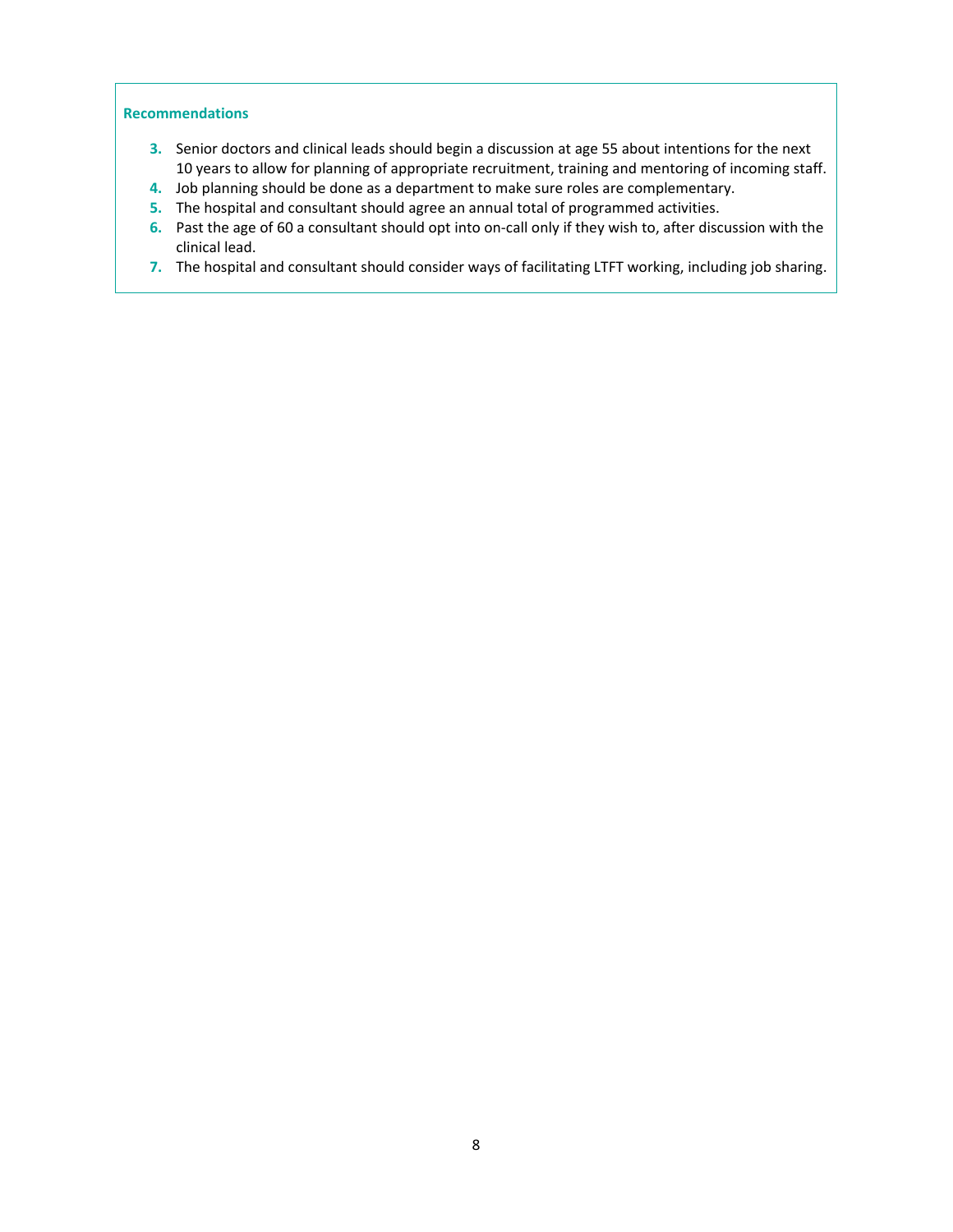**Recommendations**

3. Senior doctors and clinical leads should begin a discussion at age 55 about intentions for the next 10 years to allow for planning of appropriate recruitment, training and mentoring of incoming staff.
4. Job planning should be done as a department to make sure roles are complementary.
5. The hospital and consultant should agree an annual total of programmed activities.
6. Past the age of 60 a consultant should opt into on-call only if they wish to, after discussion with the clinical lead.
7. The hospital and consultant should consider ways of facilitating LTFT working, including job sharing.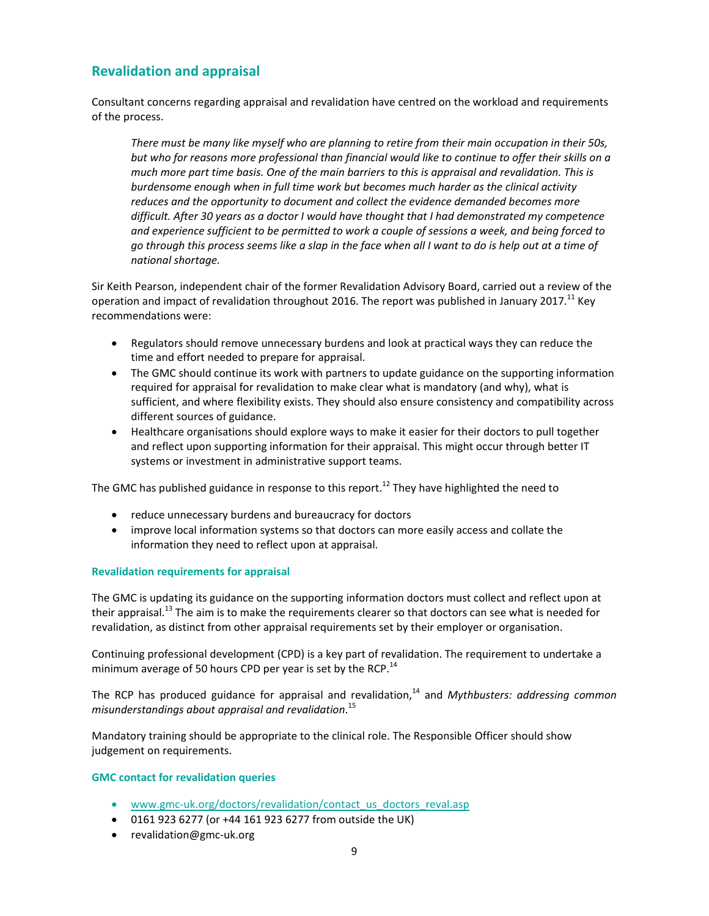## Revalidation and appraisal

Consultant concerns regarding appraisal and revalidation have centred on the workload and requirements of the process.

> *There must be many like myself who are planning to retire from their main occupation in their 50s, but who for reasons more professional than financial would like to continue to offer their skills on a much more part time basis. One of the main barriers to this is appraisal and revalidation. This is burdensome enough when in full time work but becomes much harder as the clinical activity reduces and the opportunity to document and collect the evidence demanded becomes more difficult. After 30 years as a doctor I would have thought that I had demonstrated my competence and experience sufficient to be permitted to work a couple of sessions a week, and being forced to go through this process seems like a slap in the face when all I want to do is help out at a time of national shortage.*

Sir Keith Pearson, independent chair of the former Revalidation Advisory Board, carried out a review of the operation and impact of revalidation throughout 2016. The report was published in January 2017.[11] Key recommendations were:

- Regulators should remove unnecessary burdens and look at practical ways they can reduce the time and effort needed to prepare for appraisal.
- The GMC should continue its work with partners to update guidance on the supporting information required for appraisal for revalidation to make clear what is mandatory (and why), what is sufficient, and where flexibility exists. They should also ensure consistency and compatibility across different sources of guidance.
- Healthcare organisations should explore ways to make it easier for their doctors to pull together and reflect upon supporting information for their appraisal. This might occur through better IT systems or investment in administrative support teams.

The GMC has published guidance in response to this report.[12] They have highlighted the need to

- reduce unnecessary burdens and bureaucracy for doctors
- improve local information systems so that doctors can more easily access and collate the information they need to reflect upon at appraisal.

### Revalidation requirements for appraisal

The GMC is updating its guidance on the supporting information doctors must collect and reflect upon at their appraisal.[13] The aim is to make the requirements clearer so that doctors can see what is needed for revalidation, as distinct from other appraisal requirements set by their employer or organisation.

Continuing professional development (CPD) is a key part of revalidation. The requirement to undertake a minimum average of 50 hours CPD per year is set by the RCP.[14]

The RCP has produced guidance for appraisal and revalidation,[14] and *Mythbusters: addressing common misunderstandings about appraisal and revalidation*.[15]

Mandatory training should be appropriate to the clinical role. The Responsible Officer should show judgement on requirements.

### GMC contact for revalidation queries

- [www.gmc-uk.org/doctors/revalidation/contact_us_doctors_reval.asp](www.gmc-uk.org/doctors/revalidation/contact_us_doctors_reval.asp)
- 0161 923 6277 (or +44 161 923 6277 from outside the UK)
- revalidation@gmc-uk.org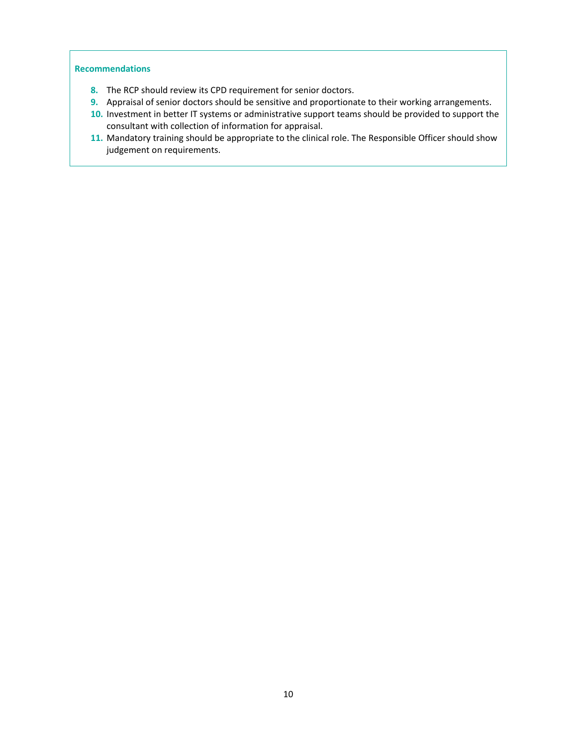**Recommendations**

8. The RCP should review its CPD requirement for senior doctors.
9. Appraisal of senior doctors should be sensitive and proportionate to their working arrangements.
10. Investment in better IT systems or administrative support teams should be provided to support the consultant with collection of information for appraisal.
11. Mandatory training should be appropriate to the clinical role. The Responsible Officer should show judgement on requirements.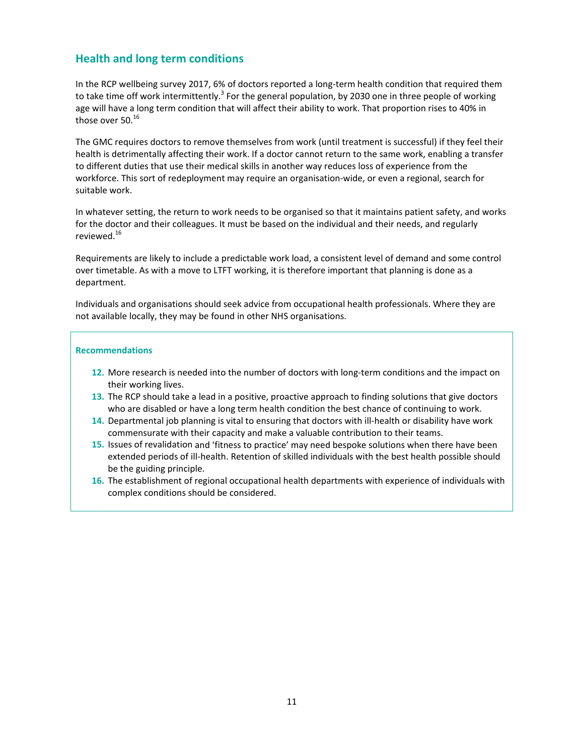## Health and long term conditions

In the RCP wellbeing survey 2017, 6% of doctors reported a long-term health condition that required them to take time off work intermittently.[3] For the general population, by 2030 one in three people of working age will have a long term condition that will affect their ability to work. That proportion rises to 40% in those over 50.[16]

The GMC requires doctors to remove themselves from work (until treatment is successful) if they feel their health is detrimentally affecting their work. If a doctor cannot return to the same work, enabling a transfer to different duties that use their medical skills in another way reduces loss of experience from the workforce. This sort of redeployment may require an organisation-wide, or even a regional, search for suitable work.

In whatever setting, the return to work needs to be organised so that it maintains patient safety, and works for the doctor and their colleagues. It must be based on the individual and their needs, and regularly reviewed.[16]

Requirements are likely to include a predictable work load, a consistent level of demand and some control over timetable. As with a move to LTFT working, it is therefore important that planning is done as a department.

Individuals and organisations should seek advice from occupational health professionals. Where they are not available locally, they may be found in other NHS organisations.

**Recommendations**

12. More research is needed into the number of doctors with long-term conditions and the impact on their working lives.
13. The RCP should take a lead in a positive, proactive approach to finding solutions that give doctors who are disabled or have a long term health condition the best chance of continuing to work.
14. Departmental job planning is vital to ensuring that doctors with ill-health or disability have work commensurate with their capacity and make a valuable contribution to their teams.
15. Issues of revalidation and 'fitness to practice' may need bespoke solutions when there have been extended periods of ill-health. Retention of skilled individuals with the best health possible should be the guiding principle.
16. The establishment of regional occupational health departments with experience of individuals with complex conditions should be considered.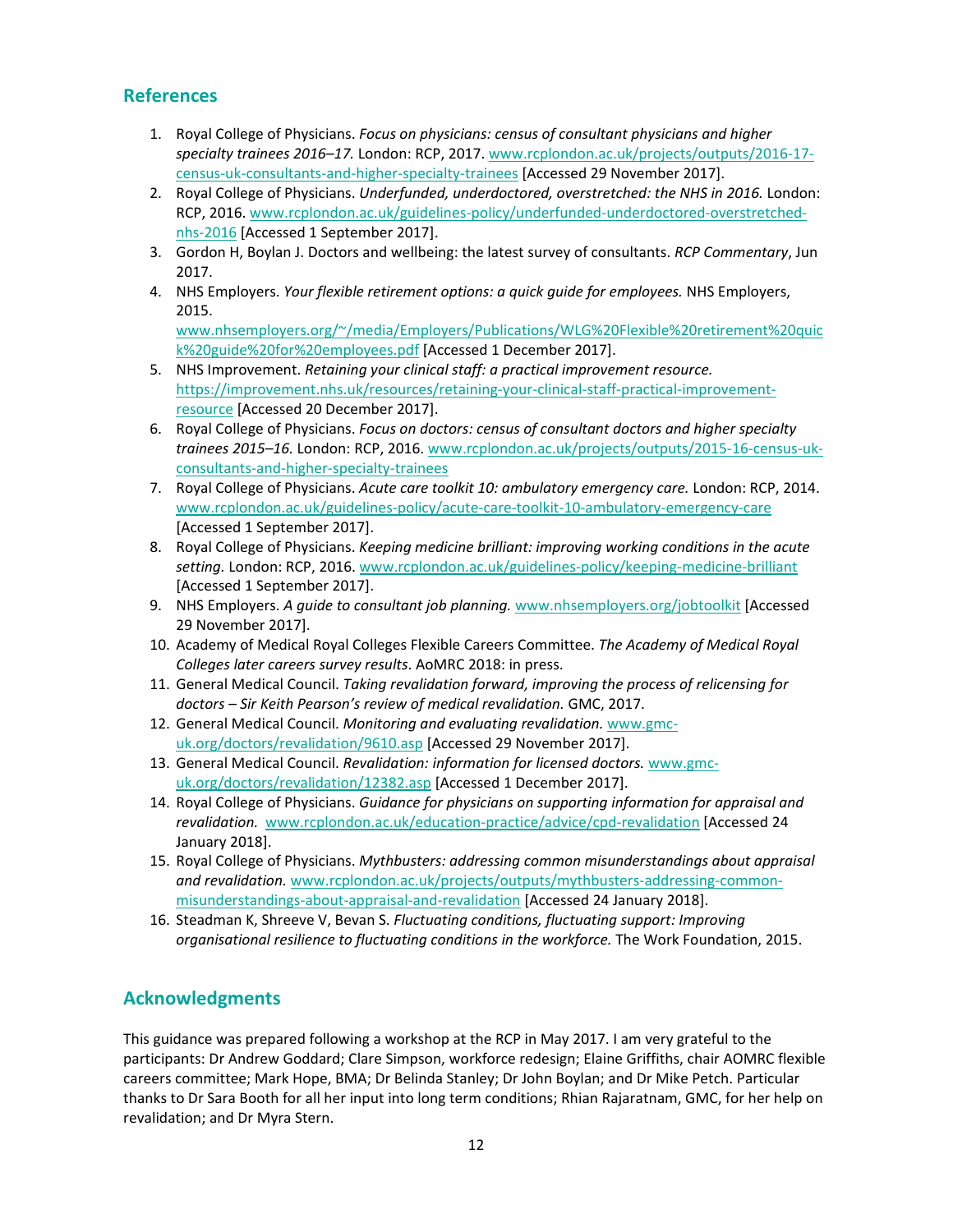## References

1. Royal College of Physicians. *Focus on physicians: census of consultant physicians and higher specialty trainees 2016–17.* London: RCP, 2017. www.rcplondon.ac.uk/projects/outputs/2016-17-census-uk-consultants-and-higher-specialty-trainees [Accessed 29 November 2017].
2. Royal College of Physicians. *Underfunded, underdoctored, overstretched: the NHS in 2016.* London: RCP, 2016. www.rcplondon.ac.uk/guidelines-policy/underfunded-underdoctored-overstretched-nhs-2016 [Accessed 1 September 2017].
3. Gordon H, Boylan J. Doctors and wellbeing: the latest survey of consultants. *RCP Commentary*, Jun 2017.
4. NHS Employers. *Your flexible retirement options: a quick guide for employees.* NHS Employers, 2015. www.nhsemployers.org/~/media/Employers/Publications/WLG%20Flexible%20retirement%20quick%20guide%20for%20employees.pdf [Accessed 1 December 2017].
5. NHS Improvement. *Retaining your clinical staff: a practical improvement resource.* https://improvement.nhs.uk/resources/retaining-your-clinical-staff-practical-improvement-resource [Accessed 20 December 2017].
6. Royal College of Physicians. *Focus on doctors: census of consultant doctors and higher specialty trainees 2015–16.* London: RCP, 2016. www.rcplondon.ac.uk/projects/outputs/2015-16-census-uk-consultants-and-higher-specialty-trainees
7. Royal College of Physicians. *Acute care toolkit 10: ambulatory emergency care.* London: RCP, 2014. www.rcplondon.ac.uk/guidelines-policy/acute-care-toolkit-10-ambulatory-emergency-care [Accessed 1 September 2017].
8. Royal College of Physicians. *Keeping medicine brilliant: improving working conditions in the acute setting.* London: RCP, 2016. www.rcplondon.ac.uk/guidelines-policy/keeping-medicine-brilliant [Accessed 1 September 2017].
9. NHS Employers. *A guide to consultant job planning.* www.nhsemployers.org/jobtoolkit [Accessed 29 November 2017].
10. Academy of Medical Royal Colleges Flexible Careers Committee. *The Academy of Medical Royal Colleges later careers survey results*. AoMRC 2018: in press.
11. General Medical Council. *Taking revalidation forward, improving the process of relicensing for doctors – Sir Keith Pearson's review of medical revalidation.* GMC, 2017.
12. General Medical Council. *Monitoring and evaluating revalidation.* www.gmc-uk.org/doctors/revalidation/9610.asp [Accessed 29 November 2017].
13. General Medical Council. *Revalidation: information for licensed doctors.* www.gmc-uk.org/doctors/revalidation/12382.asp [Accessed 1 December 2017].
14. Royal College of Physicians. *Guidance for physicians on supporting information for appraisal and revalidation.* www.rcplondon.ac.uk/education-practice/advice/cpd-revalidation [Accessed 24 January 2018].
15. Royal College of Physicians. *Mythbusters: addressing common misunderstandings about appraisal and revalidation*. www.rcplondon.ac.uk/projects/outputs/mythbusters-addressing-common-misunderstandings-about-appraisal-and-revalidation [Accessed 24 January 2018].
16. Steadman K, Shreeve V, Bevan S. *Fluctuating conditions, fluctuating support: Improving organisational resilience to fluctuating conditions in the workforce.* The Work Foundation, 2015.

## Acknowledgments

This guidance was prepared following a workshop at the RCP in May 2017. I am very grateful to the participants: Dr Andrew Goddard; Clare Simpson, workforce redesign; Elaine Griffiths, chair AOMRC flexible careers committee; Mark Hope, BMA; Dr Belinda Stanley; Dr John Boylan; and Dr Mike Petch. Particular thanks to Dr Sara Booth for all her input into long term conditions; Rhian Rajaratnam, GMC, for her help on revalidation; and Dr Myra Stern.